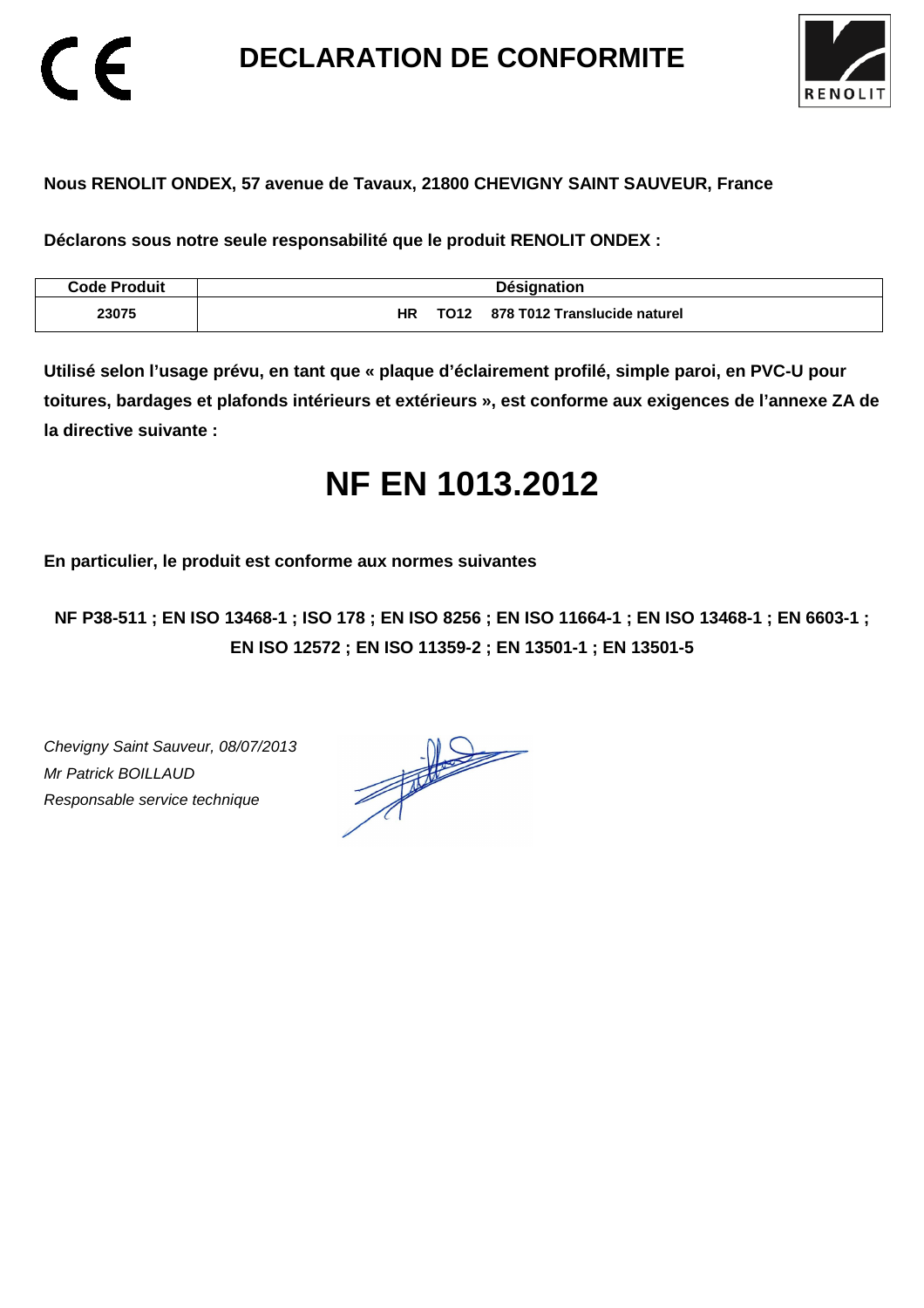# DECLARATION DE CONFORMITE

**Nous RENOLIT ONDEX, 57 avenue de Tavaux, 21800 CHEVIGNY SAINT SAUVEUR, France**

**Déclarons sous notre seule responsabilité que le produit RENOLIT ONDEX :**

| Code Produit | Désignation |
|---|---|
| 23075 | HR TO12 878 T012 Translucide naturel |

**Utilisé selon l'usage prévu, en tant que « plaque d'éclairement profilé, simple paroi, en PVC-U pour toitures, bardages et plafonds intérieurs et extérieurs », est conforme aux exigences de l'annexe ZA de la directive suivante :**

# NF EN 1013.2012

**En particulier, le produit est conforme aux normes suivantes**

**NF P38-511 ; EN ISO 13468-1 ; ISO 178 ; EN ISO 8256 ; EN ISO 11664-1 ; EN ISO 13468-1 ; EN 6603-1 ; EN ISO 12572 ; EN ISO 11359-2 ; EN 13501-1 ; EN 13501-5**

*Chevigny Saint Sauveur, 08/07/2013*
*Mr Patrick BOILLAUD*
*Responsable service technique*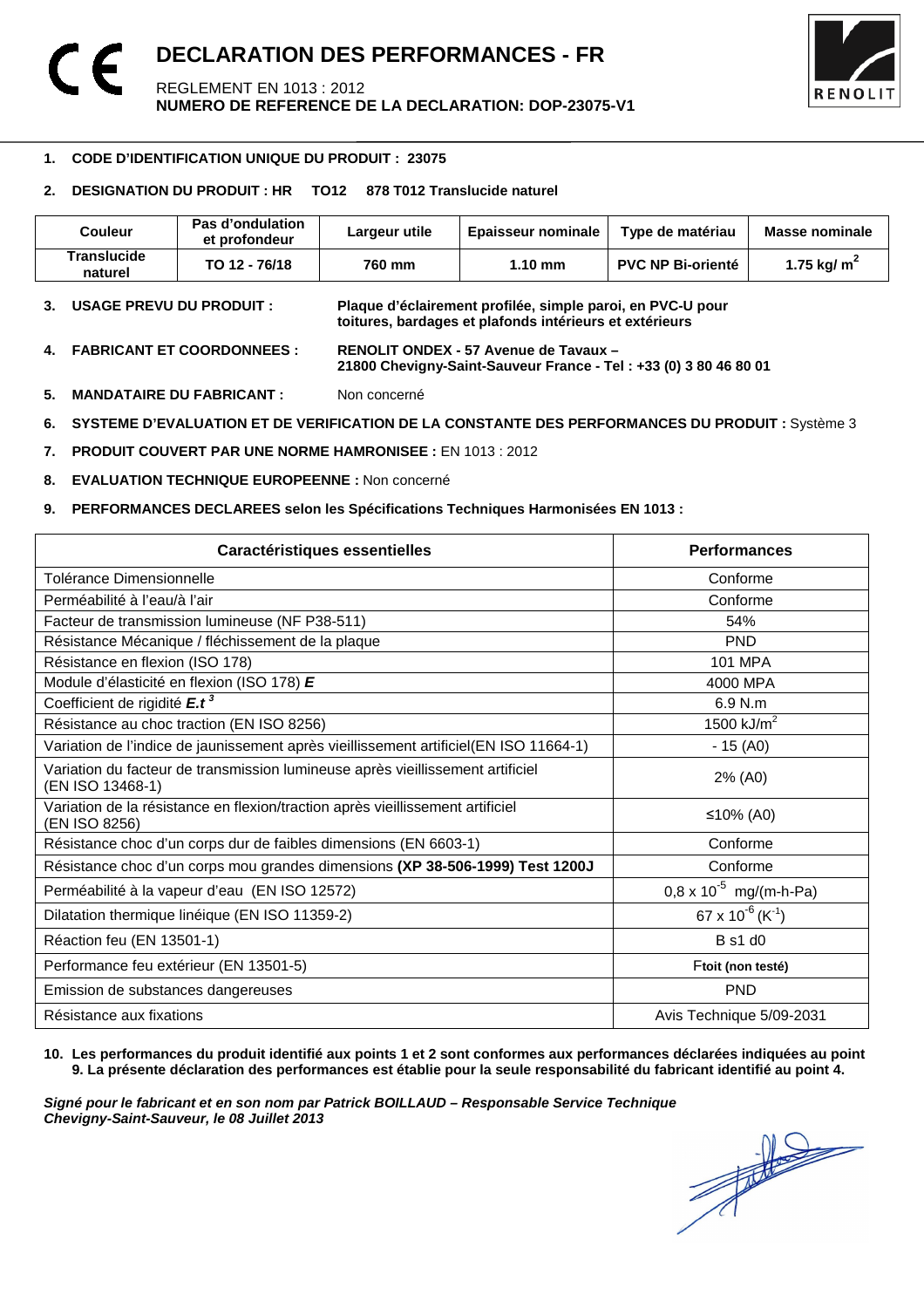# DECLARATION DES PERFORMANCES - FR

REGLEMENT EN 1013 : 2012
**NUMERO DE REFERENCE DE LA DECLARATION: DOP-23075-V1**

1. **CODE D'IDENTIFICATION UNIQUE DU PRODUIT : 23075**

2. **DESIGNATION DU PRODUIT : HR TO12 878 T012 Translucide naturel**

| Couleur | Pas d'ondulation et profondeur | Largeur utile | Epaisseur nominale | Type de matériau | Masse nominale |
|---|---|---|---|---|---|
| **Translucide naturel** | **TO 12 - 76/18** | **760 mm** | **1.10 mm** | **PVC NP Bi-orienté** | **1.75 kg/ m$^2$** |

3. **USAGE PREVU DU PRODUIT :** **Plaque d'éclairement profilée, simple paroi, en PVC-U pour toitures, bardages et plafonds intérieurs et extérieurs**

4. **FABRICANT ET COORDONNEES :** **RENOLIT ONDEX - 57 Avenue de Tavaux – 21800 Chevigny-Saint-Sauveur France - Tel : +33 (0) 3 80 46 80 01**

5. **MANDATAIRE DU FABRICANT :** Non concerné

6. **SYSTEME D'EVALUATION ET DE VERIFICATION DE LA CONSTANTE DES PERFORMANCES DU PRODUIT :** Système 3

7. **PRODUIT COUVERT PAR UNE NORME HAMRONISEE :** EN 1013 : 2012

8. **EVALUATION TECHNIQUE EUROPEENNE :** Non concerné

9. **PERFORMANCES DECLAREES selon les Spécifications Techniques Harmonisées EN 1013 :**

| Caractéristiques essentielles | Performances |
|---|---|
| Tolérance Dimensionnelle | Conforme |
| Perméabilité à l'eau/à l'air | Conforme |
| Facteur de transmission lumineuse (NF P38-511) | 54% |
| Résistance Mécanique / fléchissement de la plaque | PND |
| Résistance en flexion (ISO 178) | 101 MPA |
| Module d'élasticité en flexion (ISO 178) ***E*** | 4000 MPA |
| Coefficient de rigidité $E.t^3$ | 6.9 N.m |
| Résistance au choc traction (EN ISO 8256) | 1500 kJ/m$^2$ |
| Variation de l'indice de jaunissement après vieillissement artificiel(EN ISO 11664-1) | - 15 (A0) |
| Variation du facteur de transmission lumineuse après vieillissement artificiel (EN ISO 13468-1) | 2% (A0) |
| Variation de la résistance en flexion/traction après vieillissement artificiel (EN ISO 8256) | ≤10% (A0) |
| Résistance choc d'un corps dur de faibles dimensions (EN 6603-1) | Conforme |
| Résistance choc d'un corps mou grandes dimensions **(XP 38-506-1999) Test 1200J** | Conforme |
| Perméabilité à la vapeur d'eau (EN ISO 12572) | $0,8 \times 10^{-5}$ mg/(m-h-Pa) |
| Dilatation thermique linéique (EN ISO 11359-2) | $67 \times 10^{-6}$ ($K^{-1}$) |
| Réaction feu (EN 13501-1) | B s1 d0 |
| Performance feu extérieur (EN 13501-5) | F**toit (non testé)** |
| Emission de substances dangereuses | PND |
| Résistance aux fixations | Avis Technique 5/09-2031 |

10. **Les performances du produit identifié aux points 1 et 2 sont conformes aux performances déclarées indiquées au point 9. La présente déclaration des performances est établie pour la seule responsabilité du fabricant identifié au point 4.**

***Signé pour le fabricant et en son nom par Patrick BOILLAUD – Responsable Service Technique***
***Chevigny-Saint-Sauveur, le 08 Juillet 2013***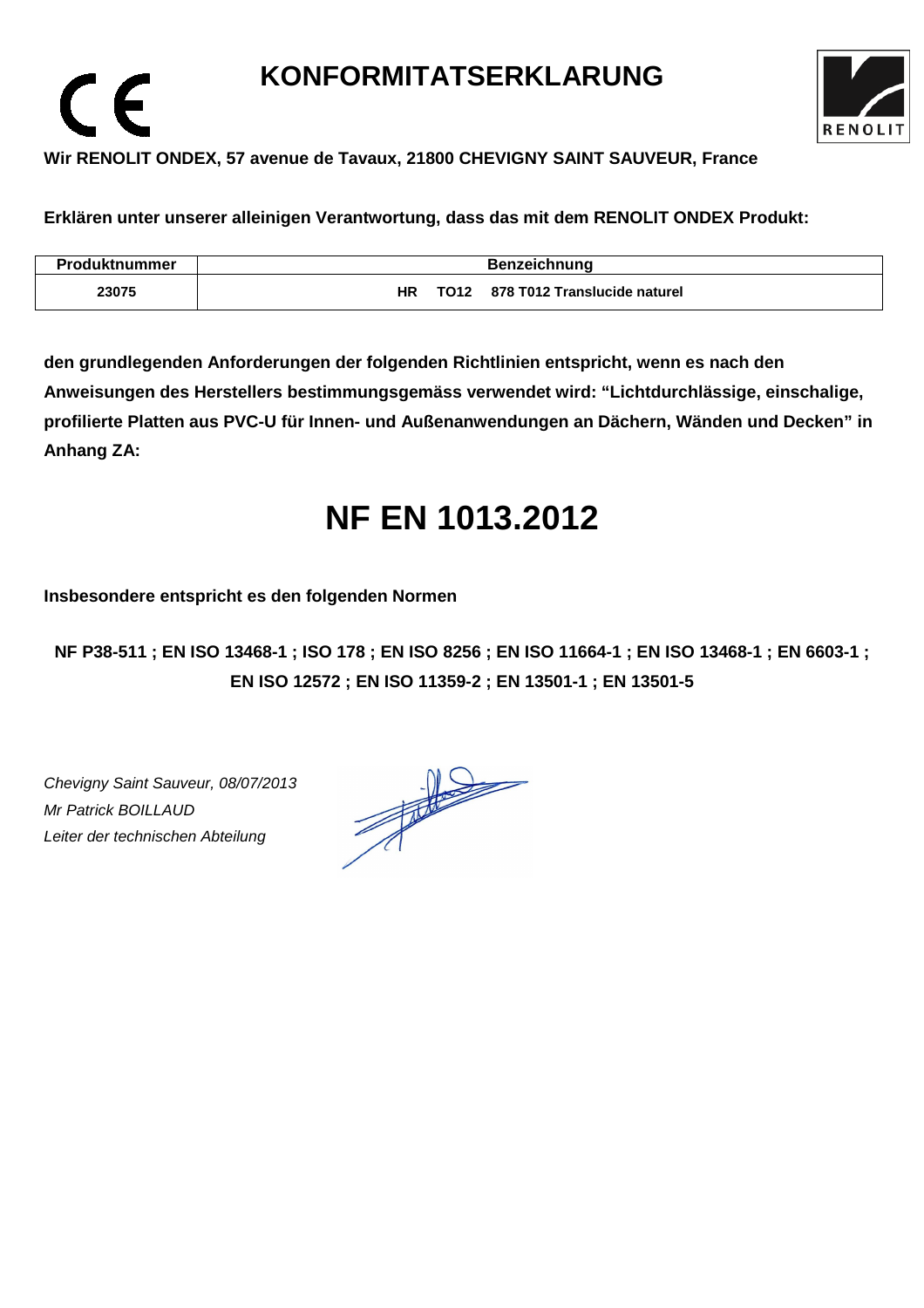# KONFORMITATSERKLARUNG

**Wir RENOLIT ONDEX, 57 avenue de Tavaux, 21800 CHEVIGNY SAINT SAUVEUR, France**

**Erklären unter unserer alleinigen Verantwortung, dass das mit dem RENOLIT ONDEX Produkt:**

| Produktnummer | Benzeichnung |
|---|---|
| 23075 | HR TO12 878 T012 Translucide naturel |

**den grundlegenden Anforderungen der folgenden Richtlinien entspricht, wenn es nach den Anweisungen des Herstellers bestimmungsgemäss verwendet wird: "Lichtdurchlässige, einschalige, profilierte Platten aus PVC-U für Innen- und Außenanwendungen an Dächern, Wänden und Decken" in Anhang ZA:**

# NF EN 1013.2012

**Insbesondere entspricht es den folgenden Normen**

**NF P38-511 ; EN ISO 13468-1 ; ISO 178 ; EN ISO 8256 ; EN ISO 11664-1 ; EN ISO 13468-1 ; EN 6603-1 ; EN ISO 12572 ; EN ISO 11359-2 ; EN 13501-1 ; EN 13501-5**

*Chevigny Saint Sauveur, 08/07/2013*
*Mr Patrick BOILLAUD*
*Leiter der technischen Abteilung*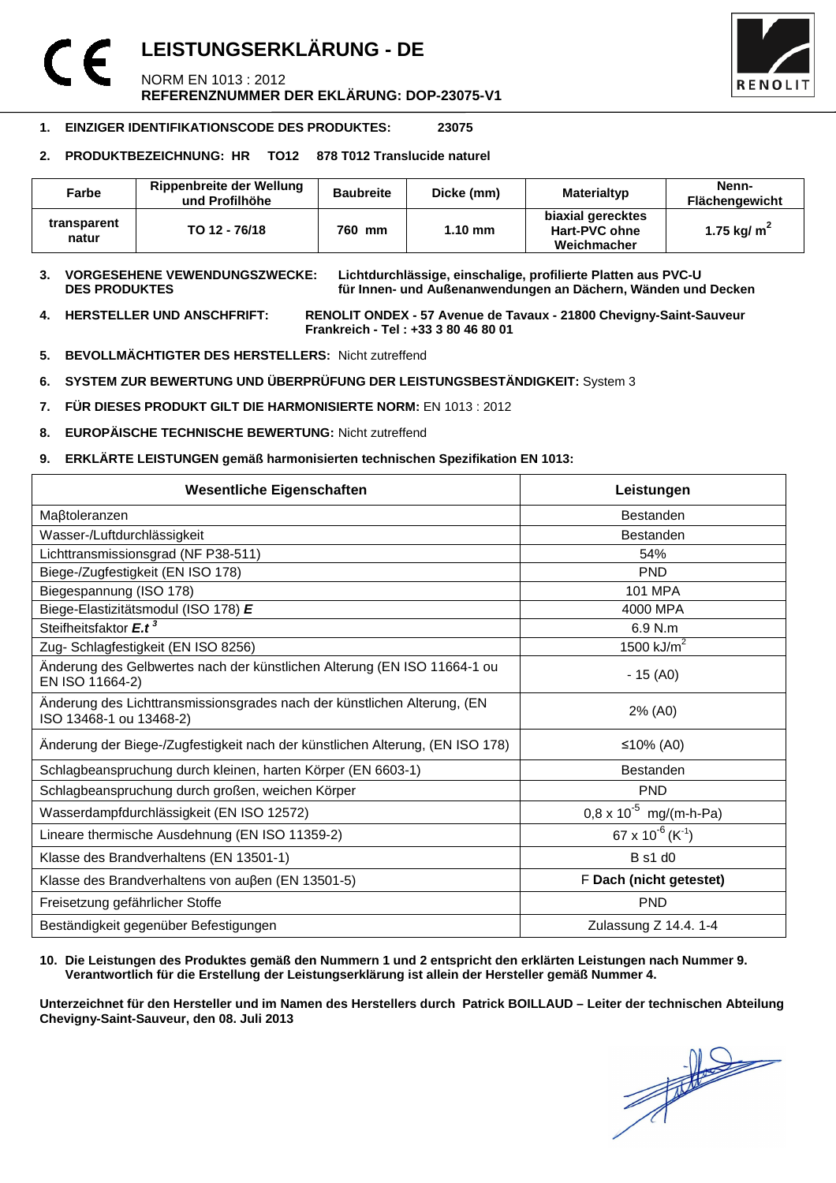# LEISTUNGSERKLÄRUNG - DE

NORM EN 1013 : 2012

**REFERENZNUMMER DER EKLÄRUNG: DOP-23075-V1**

1. **EINZIGER IDENTIFIKATIONSCODE DES PRODUKTES: 23075**

2. **PRODUKTBEZEICHNUNG: HR TO12 878 T012 Translucide naturel**

| Farbe | Rippenbreite der Wellung und Profilhöhe | Baubreite | Dicke (mm) | Materialtyp | Nenn-Flächengewicht |
|---|---|---|---|---|---|
| transparent natur | TO 12 - 76/18 | 760 mm | 1.10 mm | biaxial gerecktes Hart-PVC ohne Weichmacher | 1.75 kg/ $m^2$ |

3. **VORGESEHENE VEWENDUNGSZWECKE: DES PRODUKTES** **Lichtdurchlässige, einschalige, profilierte Platten aus PVC-U für Innen- und Außenanwendungen an Dächern, Wänden und Decken**

4. **HERSTELLER UND ANSCHFRIFT:** **RENOLIT ONDEX - 57 Avenue de Tavaux - 21800 Chevigny-Saint-Sauveur Frankreich - Tel : +33 3 80 46 80 01**

5. **BEVOLLMÄCHTIGTER DES HERSTELLERS:** Nicht zutreffend

6. **SYSTEM ZUR BEWERTUNG UND ÜBERPRÜFUNG DER LEISTUNGSBESTÄNDIGKEIT:** System 3

7. **FÜR DIESES PRODUKT GILT DIE HARMONISIERTE NORM:** EN 1013 : 2012

8. **EUROPÄISCHE TECHNISCHE BEWERTUNG:** Nicht zutreffend

9. **ERKLÄRTE LEISTUNGEN gemäß harmonisierten technischen Spezifikation EN 1013:**

| Wesentliche Eigenschaften | Leistungen |
|---|---|
| Maβtoleranzen | Bestanden |
| Wasser-/Luftdurchlässigkeit | Bestanden |
| Lichttransmissionsgrad (NF P38-511) | 54% |
| Biege-/Zugfestigkeit (EN ISO 178) | PND |
| Biegespannung (ISO 178) | 101 MPA |
| Biege-Elastizitätsmodul (ISO 178) ***E*** | 4000 MPA |
| Steifheitsfaktor $E.t^3$ | 6.9 N.m |
| Zug- Schlagfestigkeit (EN ISO 8256) | 1500 kJ/$m^2$ |
| Änderung des Gelbwertes nach der künstlichen Alterung (EN ISO 11664-1 ou EN ISO 11664-2) | - 15 (A0) |
| Änderung des Lichttransmissionsgrades nach der künstlichen Alterung, (EN ISO 13468-1 ou 13468-2) | 2% (A0) |
| Änderung der Biege-/Zugfestigkeit nach der künstlichen Alterung, (EN ISO 178) | ≤10% (A0) |
| Schlagbeanspruchung durch kleinen, harten Körper (EN 6603-1) | Bestanden |
| Schlagbeanspruchung durch großen, weichen Körper | PND |
| Wasserdampfdurchlässigkeit (EN ISO 12572) | $0,8 \times 10^{-5}$ mg/(m-h-Pa) |
| Lineare thermische Ausdehnung (EN ISO 11359-2) | $67 \times 10^{-6}$ ($K^{-1}$) |
| Klasse des Brandverhaltens (EN 13501-1) | B s1 d0 |
| Klasse des Brandverhaltens von auβen (EN 13501-5) | F **Dach (nicht getestet)** |
| Freisetzung gefährlicher Stoffe | PND |
| Beständigkeit gegenüber Befestigungen | Zulassung Z 14.4. 1-4 |

10. **Die Leistungen des Produktes gemäß den Nummern 1 und 2 entspricht den erklärten Leistungen nach Nummer 9. Verantwortlich für die Erstellung der Leistungserklärung ist allein der Hersteller gemäß Nummer 4.**

**Unterzeichnet für den Hersteller und im Namen des Herstellers durch Patrick BOILLAUD – Leiter der technischen Abteilung Chevigny-Saint-Sauveur, den 08. Juli 2013**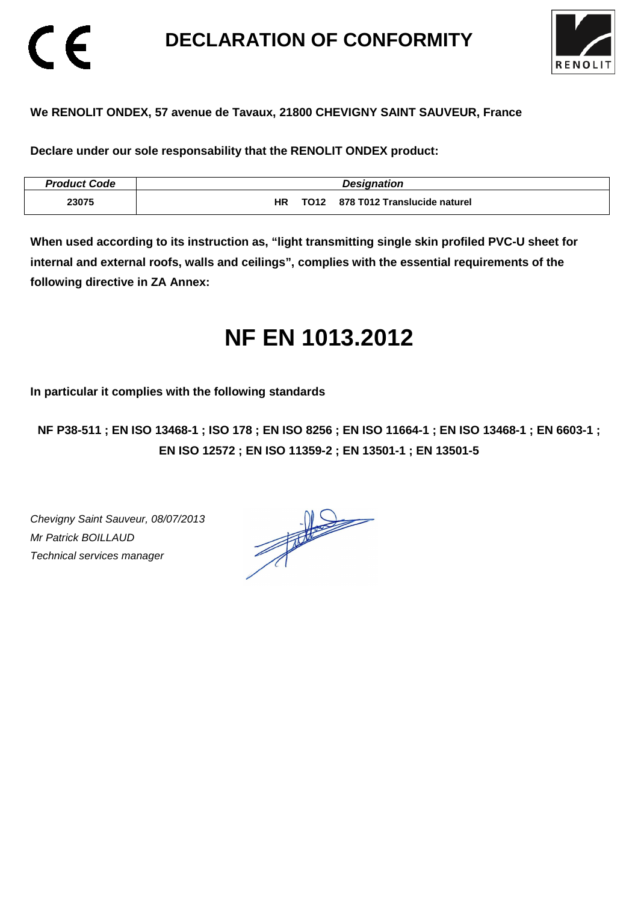# DECLARATION OF CONFORMITY

**We RENOLIT ONDEX, 57 avenue de Tavaux, 21800 CHEVIGNY SAINT SAUVEUR, France**

**Declare under our sole responsability that the RENOLIT ONDEX product:**

| *Product Code* | *Designation* |
| --- | --- |
| **23075** | **HR TO12 878 T012 Translucide naturel** |

**When used according to its instruction as, "light transmitting single skin profiled PVC-U sheet for internal and external roofs, walls and ceilings", complies with the essential requirements of the following directive in ZA Annex:**

# NF EN 1013.2012

**In particular it complies with the following standards**

**NF P38-511 ; EN ISO 13468-1 ; ISO 178 ; EN ISO 8256 ; EN ISO 11664-1 ; EN ISO 13468-1 ; EN 6603-1 ; EN ISO 12572 ; EN ISO 11359-2 ; EN 13501-1 ; EN 13501-5**

*Chevigny Saint Sauveur, 08/07/2013*
*Mr Patrick BOILLAUD*
*Technical services manager*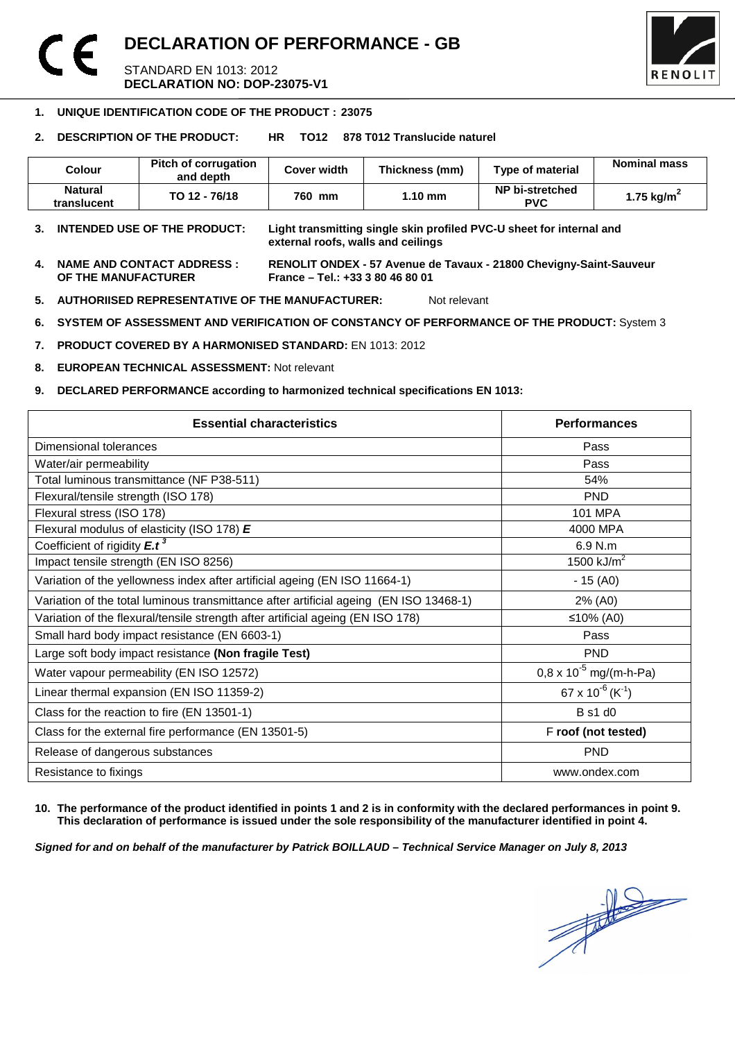# DECLARATION OF PERFORMANCE - GB

STANDARD EN 1013: 2012
**DECLARATION NO: DOP-23075-V1**

**1. UNIQUE IDENTIFICATION CODE OF THE PRODUCT : 23075**

**2. DESCRIPTION OF THE PRODUCT: HR TO12 878 T012 Translucide naturel**

| Colour | Pitch of corrugation and depth | Cover width | Thickness (mm) | Type of material | Nominal mass |
|---|---|---|---|---|---|
| **Natural translucent** | **TO 12 - 76/18** | **760 mm** | **1.10 mm** | **NP bi-stretched PVC** | **1.75 kg/m²** |

**3. INTENDED USE OF THE PRODUCT:** **Light transmitting single skin profiled PVC-U sheet for internal and external roofs, walls and ceilings**

**4. NAME AND CONTACT ADDRESS : OF THE MANUFACTURER** **RENOLIT ONDEX - 57 Avenue de Tavaux - 21800 Chevigny-Saint-Sauveur France – Tel.: +33 3 80 46 80 01**

**5. AUTHORIISED REPRESENTATIVE OF THE MANUFACTURER:** Not relevant

**6. SYSTEM OF ASSESSMENT AND VERIFICATION OF CONSTANCY OF PERFORMANCE OF THE PRODUCT:** System 3

**7. PRODUCT COVERED BY A HARMONISED STANDARD:** EN 1013: 2012

**8. EUROPEAN TECHNICAL ASSESSMENT:** Not relevant

**9. DECLARED PERFORMANCE according to harmonized technical specifications EN 1013:**

| Essential characteristics | Performances |
|---|---|
| Dimensional tolerances | Pass |
| Water/air permeability | Pass |
| Total luminous transmittance (NF P38-511) | 54% |
| Flexural/tensile strength (ISO 178) | PND |
| Flexural stress (ISO 178) | 101 MPA |
| Flexural modulus of elasticity (ISO 178) ***E*** | 4000 MPA |
| Coefficient of rigidity $E.t^3$ | 6.9 N.m |
| Impact tensile strength (EN ISO 8256) | 1500 kJ/m² |
| Variation of the yellowness index after artificial ageing (EN ISO 11664-1) | - 15 (A0) |
| Variation of the total luminous transmittance after artificial ageing (EN ISO 13468-1) | 2% (A0) |
| Variation of the flexural/tensile strength after artificial ageing (EN ISO 178) | ≤10% (A0) |
| Small hard body impact resistance (EN 6603-1) | Pass |
| Large soft body impact resistance **(Non fragile Test)** | PND |
| Water vapour permeability (EN ISO 12572) | $0,8 \times 10^{-5}$ mg/(m-h-Pa) |
| Linear thermal expansion (EN ISO 11359-2) | $67 \times 10^{-6}$ ($K^{-1}$) |
| Class for the reaction to fire (EN 13501-1) | B s1 d0 |
| Class for the external fire performance (EN 13501-5) | F **roof (not tested)** |
| Release of dangerous substances | PND |
| Resistance to fixings | www.ondex.com |

**10. The performance of the product identified in points 1 and 2 is in conformity with the declared performances in point 9. This declaration of performance is issued under the sole responsibility of the manufacturer identified in point 4.**

***Signed for and on behalf of the manufacturer by Patrick BOILLAUD – Technical Service Manager on July 8, 2013***